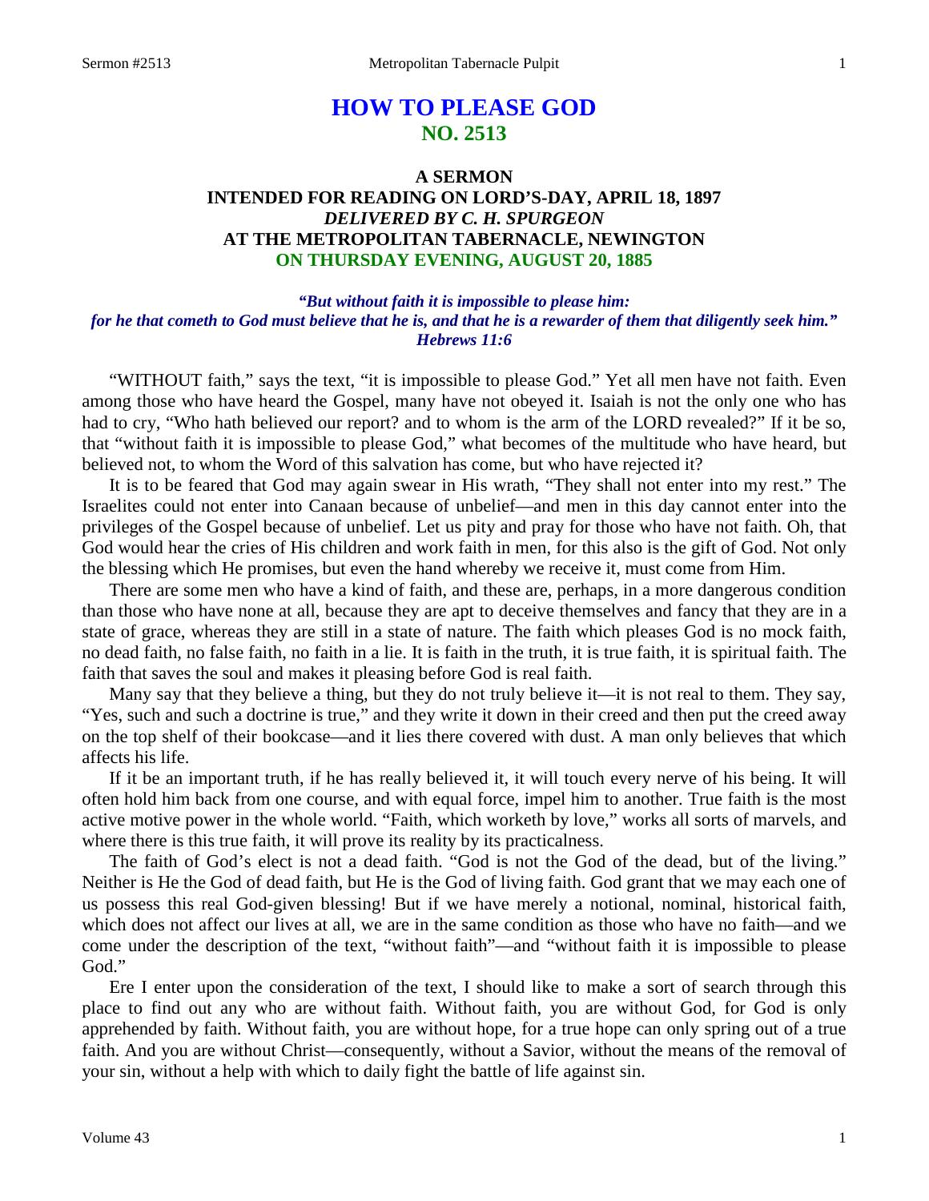# HOW TO PLEASE GOD
## NO. 2513

### A SERMON
### INTENDED FOR READING ON LORD'S-DAY, APRIL 18, 1897
### *DELIVERED BY C. H. SPURGEON*
### AT THE METROPOLITAN TABERNACLE, NEWINGTON
### ON THURSDAY EVENING, AUGUST 20, 1885

***"But without faith it is impossible to please him: for he that cometh to God must believe that he is, and that he is a rewarder of them that diligently seek him." Hebrews 11:6***

"WITHOUT faith," says the text, "it is impossible to please God." Yet all men have not faith. Even among those who have heard the Gospel, many have not obeyed it. Isaiah is not the only one who has had to cry, "Who hath believed our report? and to whom is the arm of the LORD revealed?" If it be so, that "without faith it is impossible to please God," what becomes of the multitude who have heard, but believed not, to whom the Word of this salvation has come, but who have rejected it?

It is to be feared that God may again swear in His wrath, "They shall not enter into my rest." The Israelites could not enter into Canaan because of unbelief—and men in this day cannot enter into the privileges of the Gospel because of unbelief. Let us pity and pray for those who have not faith. Oh, that God would hear the cries of His children and work faith in men, for this also is the gift of God. Not only the blessing which He promises, but even the hand whereby we receive it, must come from Him.

There are some men who have a kind of faith, and these are, perhaps, in a more dangerous condition than those who have none at all, because they are apt to deceive themselves and fancy that they are in a state of grace, whereas they are still in a state of nature. The faith which pleases God is no mock faith, no dead faith, no false faith, no faith in a lie. It is faith in the truth, it is true faith, it is spiritual faith. The faith that saves the soul and makes it pleasing before God is real faith.

Many say that they believe a thing, but they do not truly believe it—it is not real to them. They say, "Yes, such and such a doctrine is true," and they write it down in their creed and then put the creed away on the top shelf of their bookcase—and it lies there covered with dust. A man only believes that which affects his life.

If it be an important truth, if he has really believed it, it will touch every nerve of his being. It will often hold him back from one course, and with equal force, impel him to another. True faith is the most active motive power in the whole world. "Faith, which worketh by love," works all sorts of marvels, and where there is this true faith, it will prove its reality by its practicalness.

The faith of God's elect is not a dead faith. "God is not the God of the dead, but of the living." Neither is He the God of dead faith, but He is the God of living faith. God grant that we may each one of us possess this real God-given blessing! But if we have merely a notional, nominal, historical faith, which does not affect our lives at all, we are in the same condition as those who have no faith—and we come under the description of the text, "without faith"—and "without faith it is impossible to please God."

Ere I enter upon the consideration of the text, I should like to make a sort of search through this place to find out any who are without faith. Without faith, you are without God, for God is only apprehended by faith. Without faith, you are without hope, for a true hope can only spring out of a true faith. And you are without Christ—consequently, without a Savior, without the means of the removal of your sin, without a help with which to daily fight the battle of life against sin.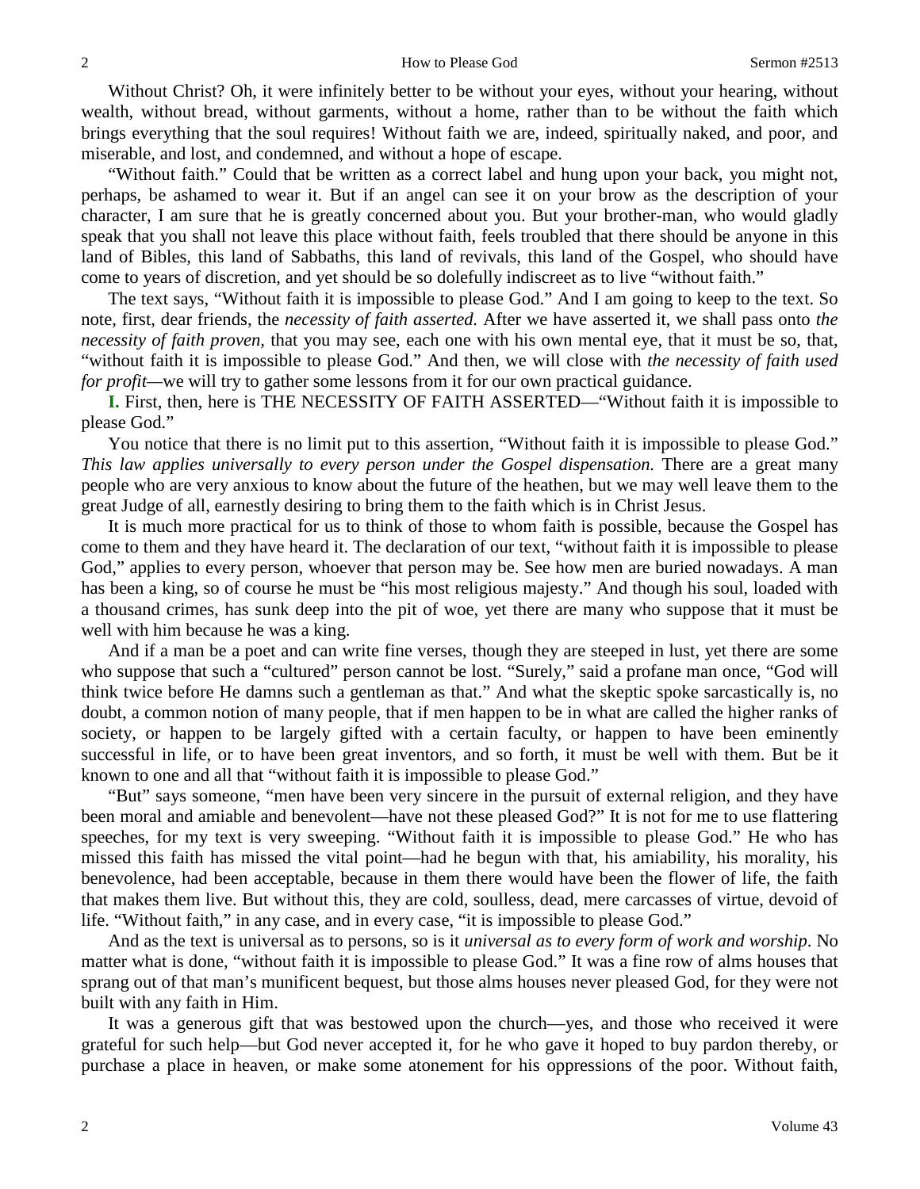Without Christ? Oh, it were infinitely better to be without your eyes, without your hearing, without wealth, without bread, without garments, without a home, rather than to be without the faith which brings everything that the soul requires! Without faith we are, indeed, spiritually naked, and poor, and miserable, and lost, and condemned, and without a hope of escape.

"Without faith." Could that be written as a correct label and hung upon your back, you might not, perhaps, be ashamed to wear it. But if an angel can see it on your brow as the description of your character, I am sure that he is greatly concerned about you. But your brother-man, who would gladly speak that you shall not leave this place without faith, feels troubled that there should be anyone in this land of Bibles, this land of Sabbaths, this land of revivals, this land of the Gospel, who should have come to years of discretion, and yet should be so dolefully indiscreet as to live "without faith."

The text says, "Without faith it is impossible to please God." And I am going to keep to the text. So note, first, dear friends, the *necessity of faith asserted.* After we have asserted it, we shall pass onto *the necessity of faith proven,* that you may see, each one with his own mental eye, that it must be so, that, "without faith it is impossible to please God." And then, we will close with *the necessity of faith used for profit*—we will try to gather some lessons from it for our own practical guidance.

**I.** First, then, here is THE NECESSITY OF FAITH ASSERTED—"Without faith it is impossible to please God."

You notice that there is no limit put to this assertion, "Without faith it is impossible to please God." *This law applies universally to every person under the Gospel dispensation.* There are a great many people who are very anxious to know about the future of the heathen, but we may well leave them to the great Judge of all, earnestly desiring to bring them to the faith which is in Christ Jesus.

It is much more practical for us to think of those to whom faith is possible, because the Gospel has come to them and they have heard it. The declaration of our text, "without faith it is impossible to please God," applies to every person, whoever that person may be. See how men are buried nowadays. A man has been a king, so of course he must be "his most religious majesty." And though his soul, loaded with a thousand crimes, has sunk deep into the pit of woe, yet there are many who suppose that it must be well with him because he was a king.

And if a man be a poet and can write fine verses, though they are steeped in lust, yet there are some who suppose that such a "cultured" person cannot be lost. "Surely," said a profane man once, "God will think twice before He damns such a gentleman as that." And what the skeptic spoke sarcastically is, no doubt, a common notion of many people, that if men happen to be in what are called the higher ranks of society, or happen to be largely gifted with a certain faculty, or happen to have been eminently successful in life, or to have been great inventors, and so forth, it must be well with them. But be it known to one and all that "without faith it is impossible to please God."

"But" says someone, "men have been very sincere in the pursuit of external religion, and they have been moral and amiable and benevolent—have not these pleased God?" It is not for me to use flattering speeches, for my text is very sweeping. "Without faith it is impossible to please God." He who has missed this faith has missed the vital point—had he begun with that, his amiability, his morality, his benevolence, had been acceptable, because in them there would have been the flower of life, the faith that makes them live. But without this, they are cold, soulless, dead, mere carcasses of virtue, devoid of life. "Without faith," in any case, and in every case, "it is impossible to please God."

And as the text is universal as to persons, so is it *universal as to every form of work and worship*. No matter what is done, "without faith it is impossible to please God." It was a fine row of alms houses that sprang out of that man's munificent bequest, but those alms houses never pleased God, for they were not built with any faith in Him.

It was a generous gift that was bestowed upon the church—yes, and those who received it were grateful for such help—but God never accepted it, for he who gave it hoped to buy pardon thereby, or purchase a place in heaven, or make some atonement for his oppressions of the poor. Without faith,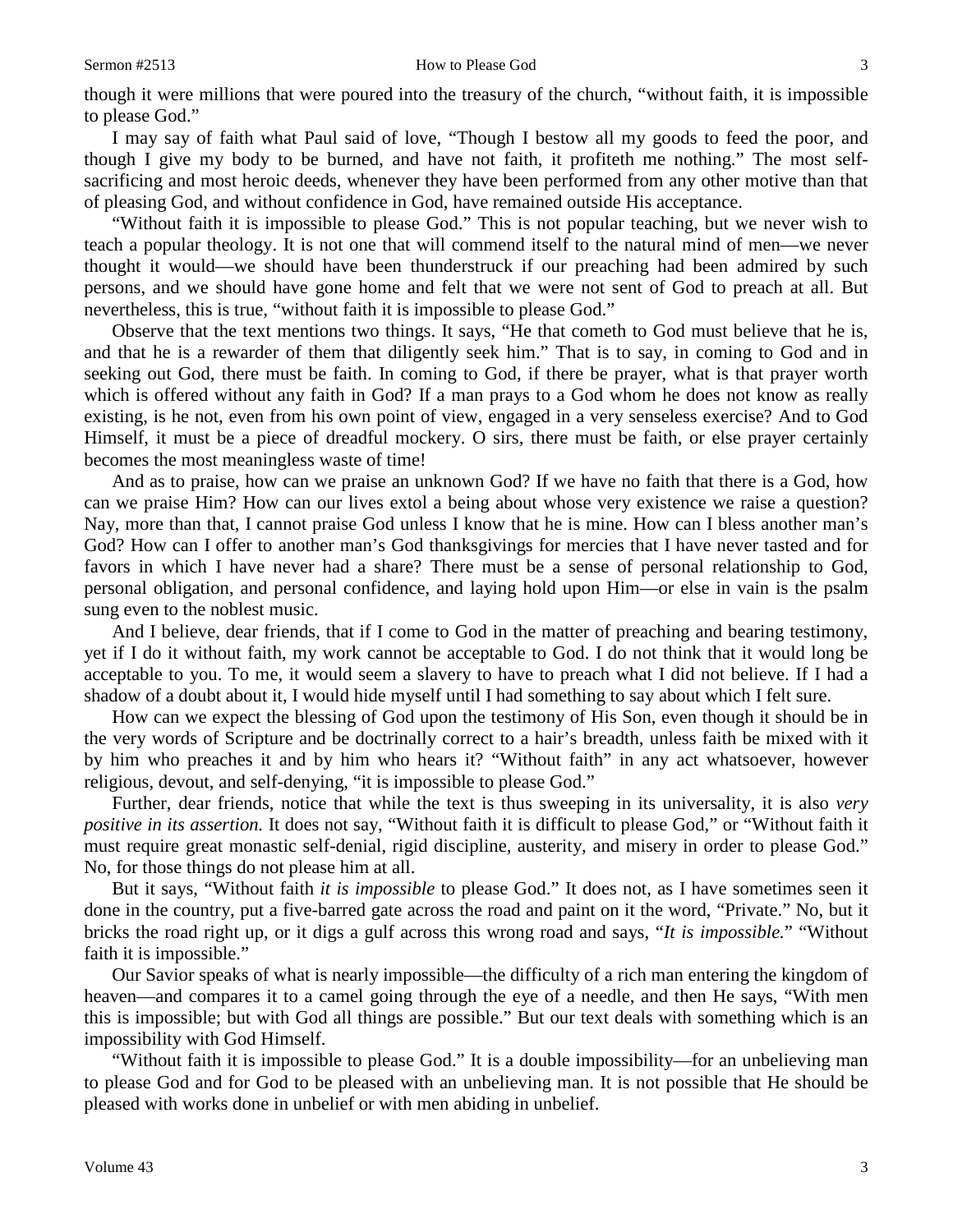though it were millions that were poured into the treasury of the church, "without faith, it is impossible to please God."

I may say of faith what Paul said of love, "Though I bestow all my goods to feed the poor, and though I give my body to be burned, and have not faith, it profiteth me nothing." The most self-sacrificing and most heroic deeds, whenever they have been performed from any other motive than that of pleasing God, and without confidence in God, have remained outside His acceptance.

"Without faith it is impossible to please God." This is not popular teaching, but we never wish to teach a popular theology. It is not one that will commend itself to the natural mind of men—we never thought it would—we should have been thunderstruck if our preaching had been admired by such persons, and we should have gone home and felt that we were not sent of God to preach at all. But nevertheless, this is true, "without faith it is impossible to please God."

Observe that the text mentions two things. It says, "He that cometh to God must believe that he is, and that he is a rewarder of them that diligently seek him." That is to say, in coming to God and in seeking out God, there must be faith. In coming to God, if there be prayer, what is that prayer worth which is offered without any faith in God? If a man prays to a God whom he does not know as really existing, is he not, even from his own point of view, engaged in a very senseless exercise? And to God Himself, it must be a piece of dreadful mockery. O sirs, there must be faith, or else prayer certainly becomes the most meaningless waste of time!

And as to praise, how can we praise an unknown God? If we have no faith that there is a God, how can we praise Him? How can our lives extol a being about whose very existence we raise a question? Nay, more than that, I cannot praise God unless I know that he is mine. How can I bless another man's God? How can I offer to another man's God thanksgivings for mercies that I have never tasted and for favors in which I have never had a share? There must be a sense of personal relationship to God, personal obligation, and personal confidence, and laying hold upon Him—or else in vain is the psalm sung even to the noblest music.

And I believe, dear friends, that if I come to God in the matter of preaching and bearing testimony, yet if I do it without faith, my work cannot be acceptable to God. I do not think that it would long be acceptable to you. To me, it would seem a slavery to have to preach what I did not believe. If I had a shadow of a doubt about it, I would hide myself until I had something to say about which I felt sure.

How can we expect the blessing of God upon the testimony of His Son, even though it should be in the very words of Scripture and be doctrinally correct to a hair's breadth, unless faith be mixed with it by him who preaches it and by him who hears it? "Without faith" in any act whatsoever, however religious, devout, and self-denying, "it is impossible to please God."

Further, dear friends, notice that while the text is thus sweeping in its universality, it is also *very positive in its assertion.* It does not say, "Without faith it is difficult to please God," or "Without faith it must require great monastic self-denial, rigid discipline, austerity, and misery in order to please God." No, for those things do not please him at all.

But it says, "Without faith *it is impossible* to please God." It does not, as I have sometimes seen it done in the country, put a five-barred gate across the road and paint on it the word, "Private." No, but it bricks the road right up, or it digs a gulf across this wrong road and says, "*It is impossible.*" "Without faith it is impossible."

Our Savior speaks of what is nearly impossible—the difficulty of a rich man entering the kingdom of heaven—and compares it to a camel going through the eye of a needle, and then He says, "With men this is impossible; but with God all things are possible." But our text deals with something which is an impossibility with God Himself.

"Without faith it is impossible to please God." It is a double impossibility—for an unbelieving man to please God and for God to be pleased with an unbelieving man. It is not possible that He should be pleased with works done in unbelief or with men abiding in unbelief.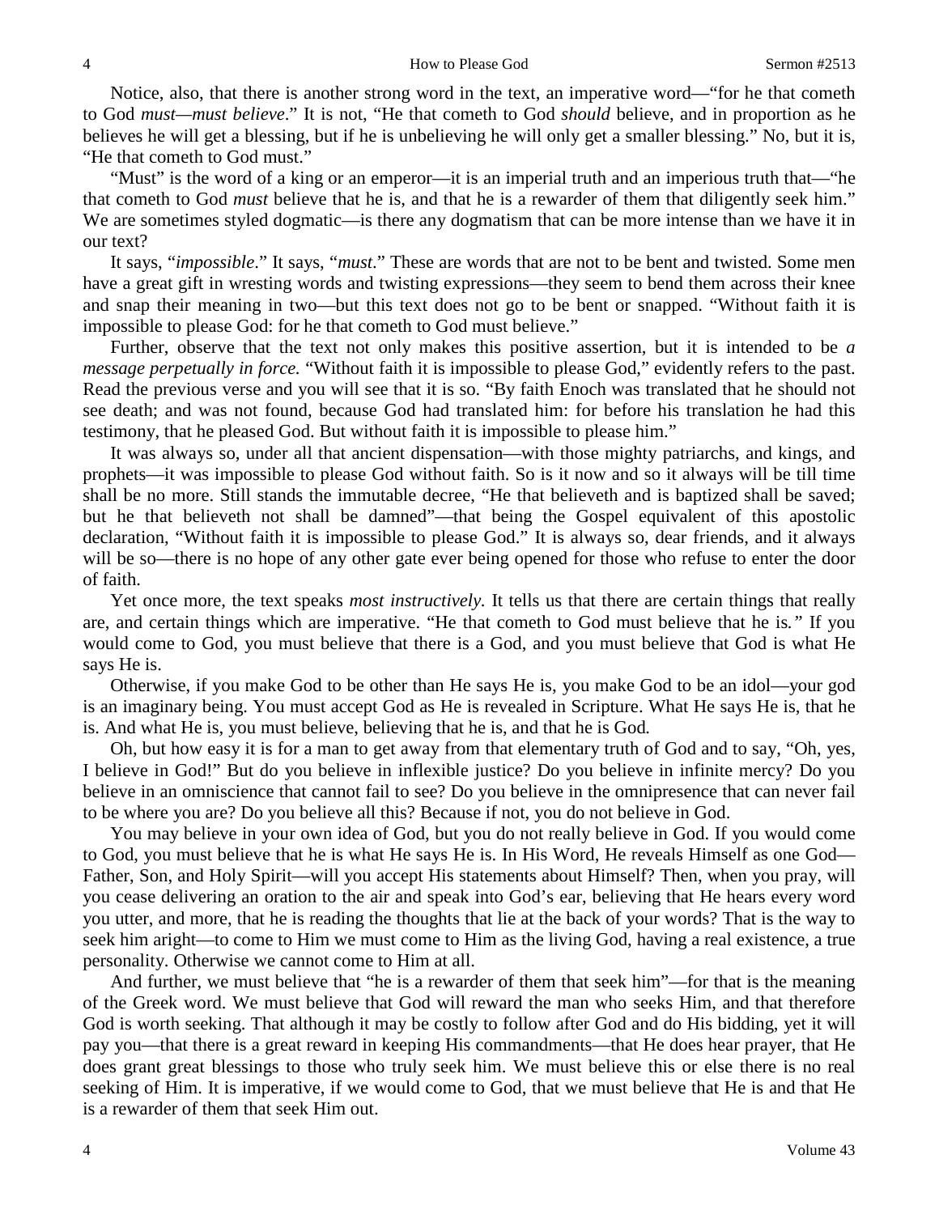Notice, also, that there is another strong word in the text, an imperative word—"for he that cometh to God *must—must believe*." It is not, "He that cometh to God *should* believe, and in proportion as he believes he will get a blessing, but if he is unbelieving he will only get a smaller blessing." No, but it is, "He that cometh to God must."

"Must" is the word of a king or an emperor—it is an imperial truth and an imperious truth that—"he that cometh to God *must* believe that he is, and that he is a rewarder of them that diligently seek him." We are sometimes styled dogmatic—is there any dogmatism that can be more intense than we have it in our text?

It says, "*impossible*." It says, "*must*." These are words that are not to be bent and twisted. Some men have a great gift in wresting words and twisting expressions—they seem to bend them across their knee and snap their meaning in two—but this text does not go to be bent or snapped. "Without faith it is impossible to please God: for he that cometh to God must believe."

Further, observe that the text not only makes this positive assertion, but it is intended to be *a message perpetually in force.* "Without faith it is impossible to please God," evidently refers to the past. Read the previous verse and you will see that it is so. "By faith Enoch was translated that he should not see death; and was not found, because God had translated him: for before his translation he had this testimony, that he pleased God. But without faith it is impossible to please him."

It was always so, under all that ancient dispensation—with those mighty patriarchs, and kings, and prophets—it was impossible to please God without faith. So is it now and so it always will be till time shall be no more. Still stands the immutable decree, "He that believeth and is baptized shall be saved; but he that believeth not shall be damned"—that being the Gospel equivalent of this apostolic declaration, "Without faith it is impossible to please God." It is always so, dear friends, and it always will be so—there is no hope of any other gate ever being opened for those who refuse to enter the door of faith.

Yet once more, the text speaks *most instructively.* It tells us that there are certain things that really are, and certain things which are imperative. "He that cometh to God must believe that he is*.*" If you would come to God, you must believe that there is a God, and you must believe that God is what He says He is.

Otherwise, if you make God to be other than He says He is, you make God to be an idol—your god is an imaginary being. You must accept God as He is revealed in Scripture. What He says He is, that he is. And what He is, you must believe, believing that he is, and that he is God*.*

Oh, but how easy it is for a man to get away from that elementary truth of God and to say, "Oh, yes, I believe in God!" But do you believe in inflexible justice? Do you believe in infinite mercy? Do you believe in an omniscience that cannot fail to see? Do you believe in the omnipresence that can never fail to be where you are? Do you believe all this? Because if not, you do not believe in God.

You may believe in your own idea of God, but you do not really believe in God. If you would come to God, you must believe that he is what He says He is. In His Word, He reveals Himself as one God—Father, Son, and Holy Spirit—will you accept His statements about Himself? Then, when you pray, will you cease delivering an oration to the air and speak into God's ear, believing that He hears every word you utter, and more, that he is reading the thoughts that lie at the back of your words? That is the way to seek him aright—to come to Him we must come to Him as the living God, having a real existence, a true personality. Otherwise we cannot come to Him at all.

And further, we must believe that "he is a rewarder of them that seek him"—for that is the meaning of the Greek word. We must believe that God will reward the man who seeks Him, and that therefore God is worth seeking. That although it may be costly to follow after God and do His bidding, yet it will pay you—that there is a great reward in keeping His commandments—that He does hear prayer, that He does grant great blessings to those who truly seek him. We must believe this or else there is no real seeking of Him. It is imperative, if we would come to God, that we must believe that He is and that He is a rewarder of them that seek Him out.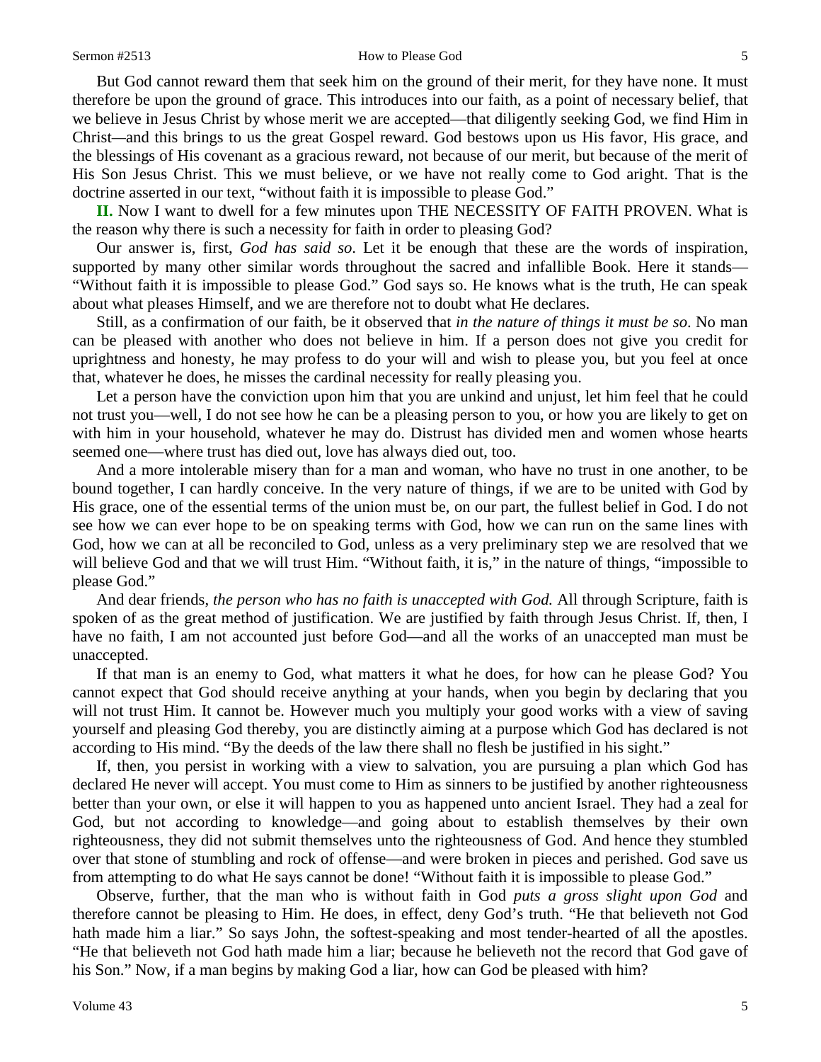But God cannot reward them that seek him on the ground of their merit, for they have none. It must therefore be upon the ground of grace. This introduces into our faith, as a point of necessary belief, that we believe in Jesus Christ by whose merit we are accepted—that diligently seeking God, we find Him in Christ—and this brings to us the great Gospel reward. God bestows upon us His favor, His grace, and the blessings of His covenant as a gracious reward, not because of our merit, but because of the merit of His Son Jesus Christ. This we must believe, or we have not really come to God aright. That is the doctrine asserted in our text, "without faith it is impossible to please God."

**II.** Now I want to dwell for a few minutes upon THE NECESSITY OF FAITH PROVEN. What is the reason why there is such a necessity for faith in order to pleasing God?

Our answer is, first, *God has said so*. Let it be enough that these are the words of inspiration, supported by many other similar words throughout the sacred and infallible Book. Here it stands—"Without faith it is impossible to please God." God says so. He knows what is the truth, He can speak about what pleases Himself, and we are therefore not to doubt what He declares.

Still, as a confirmation of our faith, be it observed that *in the nature of things it must be so*. No man can be pleased with another who does not believe in him. If a person does not give you credit for uprightness and honesty, he may profess to do your will and wish to please you, but you feel at once that, whatever he does, he misses the cardinal necessity for really pleasing you.

Let a person have the conviction upon him that you are unkind and unjust, let him feel that he could not trust you—well, I do not see how he can be a pleasing person to you, or how you are likely to get on with him in your household, whatever he may do. Distrust has divided men and women whose hearts seemed one—where trust has died out, love has always died out, too.

And a more intolerable misery than for a man and woman, who have no trust in one another, to be bound together, I can hardly conceive. In the very nature of things, if we are to be united with God by His grace, one of the essential terms of the union must be, on our part, the fullest belief in God. I do not see how we can ever hope to be on speaking terms with God, how we can run on the same lines with God, how we can at all be reconciled to God, unless as a very preliminary step we are resolved that we will believe God and that we will trust Him. "Without faith, it is," in the nature of things, "impossible to please God."

And dear friends, *the person who has no faith is unaccepted with God.* All through Scripture, faith is spoken of as the great method of justification. We are justified by faith through Jesus Christ. If, then, I have no faith, I am not accounted just before God—and all the works of an unaccepted man must be unaccepted.

If that man is an enemy to God, what matters it what he does, for how can he please God? You cannot expect that God should receive anything at your hands, when you begin by declaring that you will not trust Him. It cannot be. However much you multiply your good works with a view of saving yourself and pleasing God thereby, you are distinctly aiming at a purpose which God has declared is not according to His mind. "By the deeds of the law there shall no flesh be justified in his sight."

If, then, you persist in working with a view to salvation, you are pursuing a plan which God has declared He never will accept. You must come to Him as sinners to be justified by another righteousness better than your own, or else it will happen to you as happened unto ancient Israel. They had a zeal for God, but not according to knowledge—and going about to establish themselves by their own righteousness, they did not submit themselves unto the righteousness of God. And hence they stumbled over that stone of stumbling and rock of offense—and were broken in pieces and perished. God save us from attempting to do what He says cannot be done! "Without faith it is impossible to please God."

Observe, further, that the man who is without faith in God *puts a gross slight upon God* and therefore cannot be pleasing to Him. He does, in effect, deny God's truth. "He that believeth not God hath made him a liar." So says John, the softest-speaking and most tender-hearted of all the apostles. "He that believeth not God hath made him a liar; because he believeth not the record that God gave of his Son." Now, if a man begins by making God a liar, how can God be pleased with him?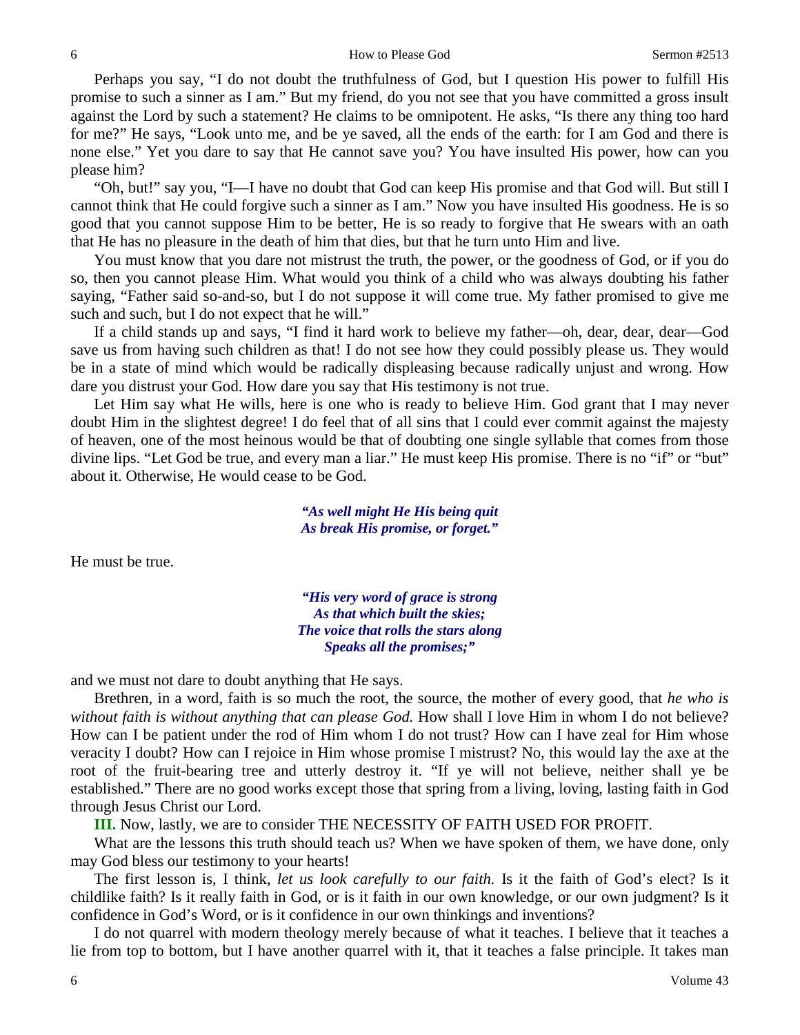Perhaps you say, "I do not doubt the truthfulness of God, but I question His power to fulfill His promise to such a sinner as I am." But my friend, do you not see that you have committed a gross insult against the Lord by such a statement? He claims to be omnipotent. He asks, "Is there any thing too hard for me?" He says, "Look unto me, and be ye saved, all the ends of the earth: for I am God and there is none else." Yet you dare to say that He cannot save you? You have insulted His power, how can you please him?

"Oh, but!" say you, "I—I have no doubt that God can keep His promise and that God will. But still I cannot think that He could forgive such a sinner as I am." Now you have insulted His goodness. He is so good that you cannot suppose Him to be better, He is so ready to forgive that He swears with an oath that He has no pleasure in the death of him that dies, but that he turn unto Him and live.

You must know that you dare not mistrust the truth, the power, or the goodness of God, or if you do so, then you cannot please Him. What would you think of a child who was always doubting his father saying, "Father said so-and-so, but I do not suppose it will come true. My father promised to give me such and such, but I do not expect that he will."

If a child stands up and says, "I find it hard work to believe my father—oh, dear, dear, dear—God save us from having such children as that! I do not see how they could possibly please us. They would be in a state of mind which would be radically displeasing because radically unjust and wrong. How dare you distrust your God. How dare you say that His testimony is not true.

Let Him say what He wills, here is one who is ready to believe Him. God grant that I may never doubt Him in the slightest degree! I do feel that of all sins that I could ever commit against the majesty of heaven, one of the most heinous would be that of doubting one single syllable that comes from those divine lips. "Let God be true, and every man a liar." He must keep His promise. There is no "if" or "but" about it. Otherwise, He would cease to be God.

> ***"As well might He His being quit***
> ***As break His promise, or forget."***

He must be true.

> ***"His very word of grace is strong***
> ***As that which built the skies;***
> ***The voice that rolls the stars along***
> ***Speaks all the promises;"***

and we must not dare to doubt anything that He says.

Brethren, in a word, faith is so much the root, the source, the mother of every good, that *he who is without faith is without anything that can please God.* How shall I love Him in whom I do not believe? How can I be patient under the rod of Him whom I do not trust? How can I have zeal for Him whose veracity I doubt? How can I rejoice in Him whose promise I mistrust? No, this would lay the axe at the root of the fruit-bearing tree and utterly destroy it. "If ye will not believe, neither shall ye be established." There are no good works except those that spring from a living, loving, lasting faith in God through Jesus Christ our Lord.

**III.** Now, lastly, we are to consider THE NECESSITY OF FAITH USED FOR PROFIT.

What are the lessons this truth should teach us? When we have spoken of them, we have done, only may God bless our testimony to your hearts!

The first lesson is, I think, *let us look carefully to our faith.* Is it the faith of God's elect? Is it childlike faith? Is it really faith in God, or is it faith in our own knowledge, or our own judgment? Is it confidence in God's Word, or is it confidence in our own thinkings and inventions?

I do not quarrel with modern theology merely because of what it teaches. I believe that it teaches a lie from top to bottom, but I have another quarrel with it, that it teaches a false principle. It takes man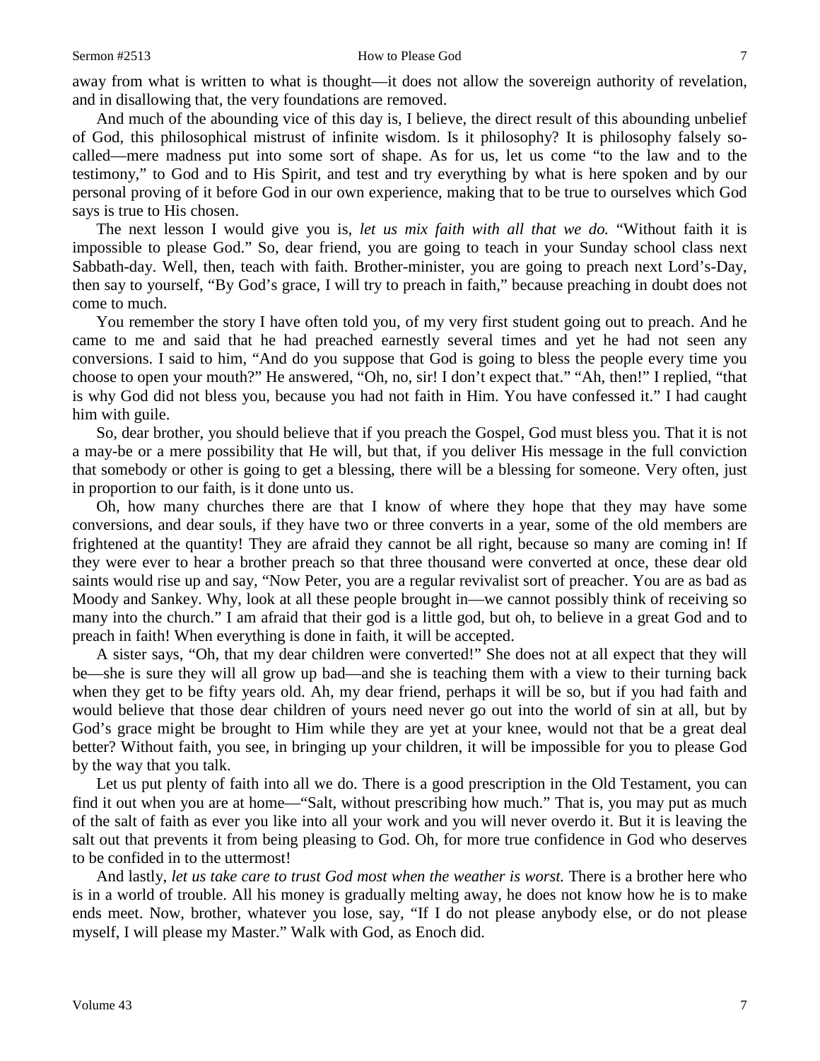away from what is written to what is thought—it does not allow the sovereign authority of revelation, and in disallowing that, the very foundations are removed.

And much of the abounding vice of this day is, I believe, the direct result of this abounding unbelief of God, this philosophical mistrust of infinite wisdom. Is it philosophy? It is philosophy falsely so-called—mere madness put into some sort of shape. As for us, let us come "to the law and to the testimony," to God and to His Spirit, and test and try everything by what is here spoken and by our personal proving of it before God in our own experience, making that to be true to ourselves which God says is true to His chosen.

The next lesson I would give you is, *let us mix faith with all that we do.* "Without faith it is impossible to please God." So, dear friend, you are going to teach in your Sunday school class next Sabbath-day. Well, then, teach with faith. Brother-minister, you are going to preach next Lord's-Day, then say to yourself, "By God's grace, I will try to preach in faith," because preaching in doubt does not come to much.

You remember the story I have often told you, of my very first student going out to preach. And he came to me and said that he had preached earnestly several times and yet he had not seen any conversions. I said to him, "And do you suppose that God is going to bless the people every time you choose to open your mouth?" He answered, "Oh, no, sir! I don't expect that." "Ah, then!" I replied, "that is why God did not bless you, because you had not faith in Him. You have confessed it." I had caught him with guile.

So, dear brother, you should believe that if you preach the Gospel, God must bless you. That it is not a may-be or a mere possibility that He will, but that, if you deliver His message in the full conviction that somebody or other is going to get a blessing, there will be a blessing for someone. Very often, just in proportion to our faith, is it done unto us.

Oh, how many churches there are that I know of where they hope that they may have some conversions, and dear souls, if they have two or three converts in a year, some of the old members are frightened at the quantity! They are afraid they cannot be all right, because so many are coming in! If they were ever to hear a brother preach so that three thousand were converted at once, these dear old saints would rise up and say, "Now Peter, you are a regular revivalist sort of preacher. You are as bad as Moody and Sankey. Why, look at all these people brought in—we cannot possibly think of receiving so many into the church." I am afraid that their god is a little god, but oh, to believe in a great God and to preach in faith! When everything is done in faith, it will be accepted.

A sister says, "Oh, that my dear children were converted!" She does not at all expect that they will be—she is sure they will all grow up bad—and she is teaching them with a view to their turning back when they get to be fifty years old. Ah, my dear friend, perhaps it will be so, but if you had faith and would believe that those dear children of yours need never go out into the world of sin at all, but by God's grace might be brought to Him while they are yet at your knee, would not that be a great deal better? Without faith, you see, in bringing up your children, it will be impossible for you to please God by the way that you talk.

Let us put plenty of faith into all we do. There is a good prescription in the Old Testament, you can find it out when you are at home—"Salt, without prescribing how much." That is, you may put as much of the salt of faith as ever you like into all your work and you will never overdo it. But it is leaving the salt out that prevents it from being pleasing to God. Oh, for more true confidence in God who deserves to be confided in to the uttermost!

And lastly, *let us take care to trust God most when the weather is worst.* There is a brother here who is in a world of trouble. All his money is gradually melting away, he does not know how he is to make ends meet. Now, brother, whatever you lose, say, "If I do not please anybody else, or do not please myself, I will please my Master." Walk with God, as Enoch did.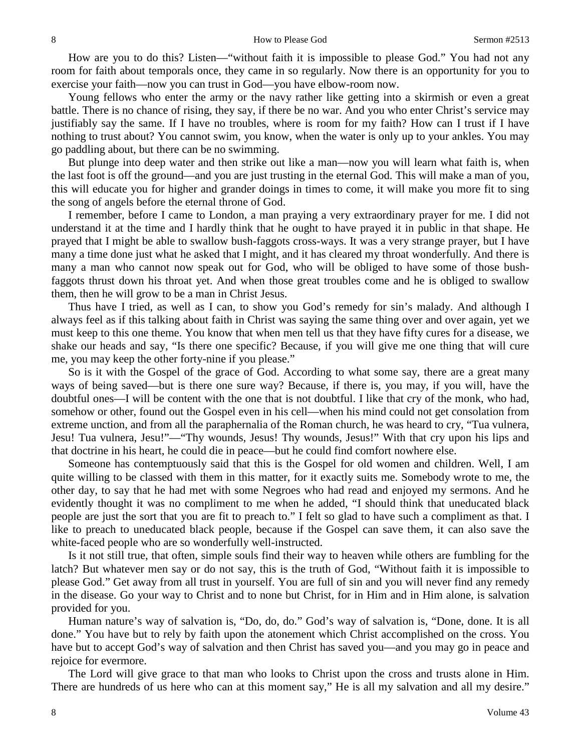How are you to do this? Listen—"without faith it is impossible to please God." You had not any room for faith about temporals once, they came in so regularly. Now there is an opportunity for you to exercise your faith—now you can trust in God—you have elbow-room now.

Young fellows who enter the army or the navy rather like getting into a skirmish or even a great battle. There is no chance of rising, they say, if there be no war. And you who enter Christ's service may justifiably say the same. If I have no troubles, where is room for my faith? How can I trust if I have nothing to trust about? You cannot swim, you know, when the water is only up to your ankles. You may go paddling about, but there can be no swimming.

But plunge into deep water and then strike out like a man—now you will learn what faith is, when the last foot is off the ground—and you are just trusting in the eternal God. This will make a man of you, this will educate you for higher and grander doings in times to come, it will make you more fit to sing the song of angels before the eternal throne of God.

I remember, before I came to London, a man praying a very extraordinary prayer for me. I did not understand it at the time and I hardly think that he ought to have prayed it in public in that shape. He prayed that I might be able to swallow bush-faggots cross-ways. It was a very strange prayer, but I have many a time done just what he asked that I might, and it has cleared my throat wonderfully. And there is many a man who cannot now speak out for God, who will be obliged to have some of those bush-faggots thrust down his throat yet. And when those great troubles come and he is obliged to swallow them, then he will grow to be a man in Christ Jesus.

Thus have I tried, as well as I can, to show you God's remedy for sin's malady. And although I always feel as if this talking about faith in Christ was saying the same thing over and over again, yet we must keep to this one theme. You know that when men tell us that they have fifty cures for a disease, we shake our heads and say, "Is there one specific? Because, if you will give me one thing that will cure me, you may keep the other forty-nine if you please."

So is it with the Gospel of the grace of God. According to what some say, there are a great many ways of being saved—but is there one sure way? Because, if there is, you may, if you will, have the doubtful ones—I will be content with the one that is not doubtful. I like that cry of the monk, who had, somehow or other, found out the Gospel even in his cell—when his mind could not get consolation from extreme unction, and from all the paraphernalia of the Roman church, he was heard to cry, "Tua vulnera, Jesu! Tua vulnera, Jesu!"—"Thy wounds, Jesus! Thy wounds, Jesus!" With that cry upon his lips and that doctrine in his heart, he could die in peace—but he could find comfort nowhere else.

Someone has contemptuously said that this is the Gospel for old women and children. Well, I am quite willing to be classed with them in this matter, for it exactly suits me. Somebody wrote to me, the other day, to say that he had met with some Negroes who had read and enjoyed my sermons. And he evidently thought it was no compliment to me when he added, "I should think that uneducated black people are just the sort that you are fit to preach to." I felt so glad to have such a compliment as that. I like to preach to uneducated black people, because if the Gospel can save them, it can also save the white-faced people who are so wonderfully well-instructed.

Is it not still true, that often, simple souls find their way to heaven while others are fumbling for the latch? But whatever men say or do not say, this is the truth of God, "Without faith it is impossible to please God." Get away from all trust in yourself. You are full of sin and you will never find any remedy in the disease. Go your way to Christ and to none but Christ, for in Him and in Him alone, is salvation provided for you.

Human nature's way of salvation is, "Do, do, do." God's way of salvation is, "Done, done. It is all done." You have but to rely by faith upon the atonement which Christ accomplished on the cross. You have but to accept God's way of salvation and then Christ has saved you—and you may go in peace and rejoice for evermore.

The Lord will give grace to that man who looks to Christ upon the cross and trusts alone in Him. There are hundreds of us here who can at this moment say," He is all my salvation and all my desire."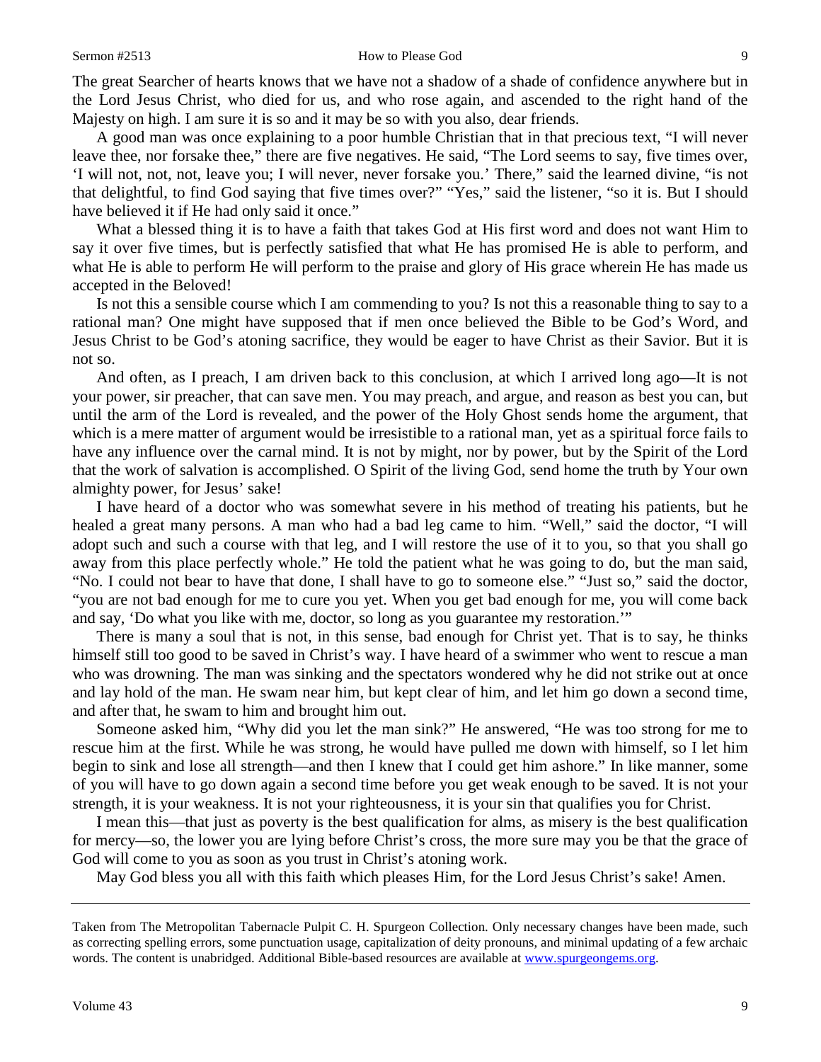The great Searcher of hearts knows that we have not a shadow of a shade of confidence anywhere but in the Lord Jesus Christ, who died for us, and who rose again, and ascended to the right hand of the Majesty on high. I am sure it is so and it may be so with you also, dear friends.

A good man was once explaining to a poor humble Christian that in that precious text, "I will never leave thee, nor forsake thee," there are five negatives. He said, "The Lord seems to say, five times over, 'I will not, not, not, leave you; I will never, never forsake you.' There," said the learned divine, "is not that delightful, to find God saying that five times over?" "Yes," said the listener, "so it is. But I should have believed it if He had only said it once."

What a blessed thing it is to have a faith that takes God at His first word and does not want Him to say it over five times, but is perfectly satisfied that what He has promised He is able to perform, and what He is able to perform He will perform to the praise and glory of His grace wherein He has made us accepted in the Beloved!

Is not this a sensible course which I am commending to you? Is not this a reasonable thing to say to a rational man? One might have supposed that if men once believed the Bible to be God's Word, and Jesus Christ to be God's atoning sacrifice, they would be eager to have Christ as their Savior. But it is not so.

And often, as I preach, I am driven back to this conclusion, at which I arrived long ago—It is not your power, sir preacher, that can save men. You may preach, and argue, and reason as best you can, but until the arm of the Lord is revealed, and the power of the Holy Ghost sends home the argument, that which is a mere matter of argument would be irresistible to a rational man, yet as a spiritual force fails to have any influence over the carnal mind. It is not by might, nor by power, but by the Spirit of the Lord that the work of salvation is accomplished. O Spirit of the living God, send home the truth by Your own almighty power, for Jesus' sake!

I have heard of a doctor who was somewhat severe in his method of treating his patients, but he healed a great many persons. A man who had a bad leg came to him. "Well," said the doctor, "I will adopt such and such a course with that leg, and I will restore the use of it to you, so that you shall go away from this place perfectly whole." He told the patient what he was going to do, but the man said, "No. I could not bear to have that done, I shall have to go to someone else." "Just so," said the doctor, "you are not bad enough for me to cure you yet. When you get bad enough for me, you will come back and say, 'Do what you like with me, doctor, so long as you guarantee my restoration.'"

There is many a soul that is not, in this sense, bad enough for Christ yet. That is to say, he thinks himself still too good to be saved in Christ's way. I have heard of a swimmer who went to rescue a man who was drowning. The man was sinking and the spectators wondered why he did not strike out at once and lay hold of the man. He swam near him, but kept clear of him, and let him go down a second time, and after that, he swam to him and brought him out.

Someone asked him, "Why did you let the man sink?" He answered, "He was too strong for me to rescue him at the first. While he was strong, he would have pulled me down with himself, so I let him begin to sink and lose all strength—and then I knew that I could get him ashore." In like manner, some of you will have to go down again a second time before you get weak enough to be saved. It is not your strength, it is your weakness. It is not your righteousness, it is your sin that qualifies you for Christ.

I mean this—that just as poverty is the best qualification for alms, as misery is the best qualification for mercy—so, the lower you are lying before Christ's cross, the more sure may you be that the grace of God will come to you as soon as you trust in Christ's atoning work.

May God bless you all with this faith which pleases Him, for the Lord Jesus Christ's sake! Amen.

---

Taken from The Metropolitan Tabernacle Pulpit C. H. Spurgeon Collection. Only necessary changes have been made, such as correcting spelling errors, some punctuation usage, capitalization of deity pronouns, and minimal updating of a few archaic words. The content is unabridged. Additional Bible-based resources are available at [www.spurgeongems.org](http://www.spurgeongems.org).